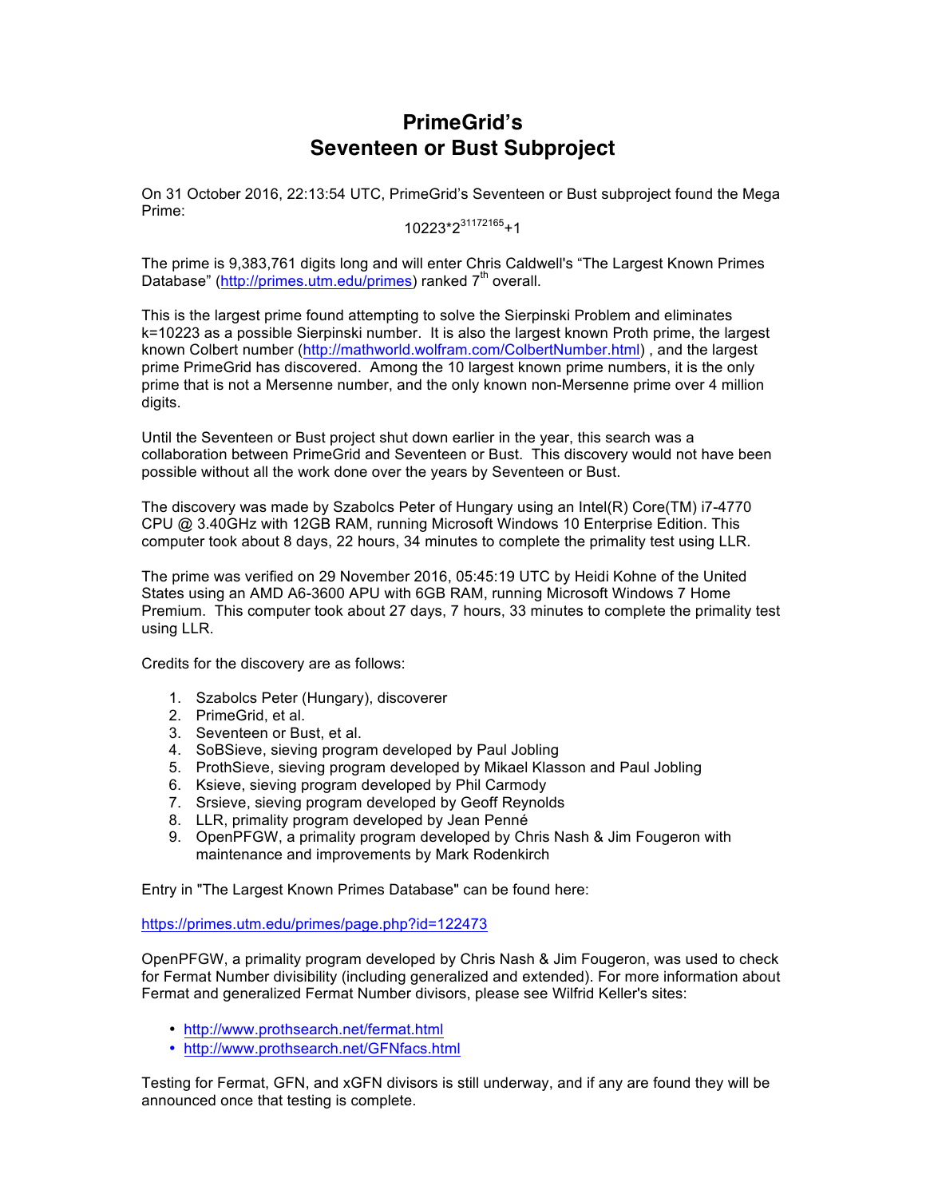# PrimeGrid's
# Seventeen or Bust Subproject

On 31 October 2016, 22:13:54 UTC, PrimeGrid's Seventeen or Bust subproject found the Mega Prime:

$$10223 \cdot 2^{31172165}+1$$

The prime is 9,383,761 digits long and will enter Chris Caldwell's "The Largest Known Primes Database" (http://primes.utm.edu/primes) ranked 7th overall.

This is the largest prime found attempting to solve the Sierpinski Problem and eliminates k=10223 as a possible Sierpinski number. It is also the largest known Proth prime, the largest known Colbert number (http://mathworld.wolfram.com/ColbertNumber.html) , and the largest prime PrimeGrid has discovered. Among the 10 largest known prime numbers, it is the only prime that is not a Mersenne number, and the only known non-Mersenne prime over 4 million digits.

Until the Seventeen or Bust project shut down earlier in the year, this search was a collaboration between PrimeGrid and Seventeen or Bust. This discovery would not have been possible without all the work done over the years by Seventeen or Bust.

The discovery was made by Szabolcs Peter of Hungary using an Intel(R) Core(TM) i7-4770 CPU @ 3.40GHz with 12GB RAM, running Microsoft Windows 10 Enterprise Edition. This computer took about 8 days, 22 hours, 34 minutes to complete the primality test using LLR.

The prime was verified on 29 November 2016, 05:45:19 UTC by Heidi Kohne of the United States using an AMD A6-3600 APU with 6GB RAM, running Microsoft Windows 7 Home Premium. This computer took about 27 days, 7 hours, 33 minutes to complete the primality test using LLR.

Credits for the discovery are as follows:

1. Szabolcs Peter (Hungary), discoverer
2. PrimeGrid, et al.
3. Seventeen or Bust, et al.
4. SoBSieve, sieving program developed by Paul Jobling
5. ProthSieve, sieving program developed by Mikael Klasson and Paul Jobling
6. Ksieve, sieving program developed by Phil Carmody
7. Srsieve, sieving program developed by Geoff Reynolds
8. LLR, primality program developed by Jean Penné
9. OpenPFGW, a primality program developed by Chris Nash & Jim Fougeron with maintenance and improvements by Mark Rodenkirch

Entry in "The Largest Known Primes Database" can be found here:

https://primes.utm.edu/primes/page.php?id=122473

OpenPFGW, a primality program developed by Chris Nash & Jim Fougeron, was used to check for Fermat Number divisibility (including generalized and extended). For more information about Fermat and generalized Fermat Number divisors, please see Wilfrid Keller's sites:

- http://www.prothsearch.net/fermat.html
- http://www.prothsearch.net/GFNfacs.html

Testing for Fermat, GFN, and xGFN divisors is still underway, and if any are found they will be announced once that testing is complete.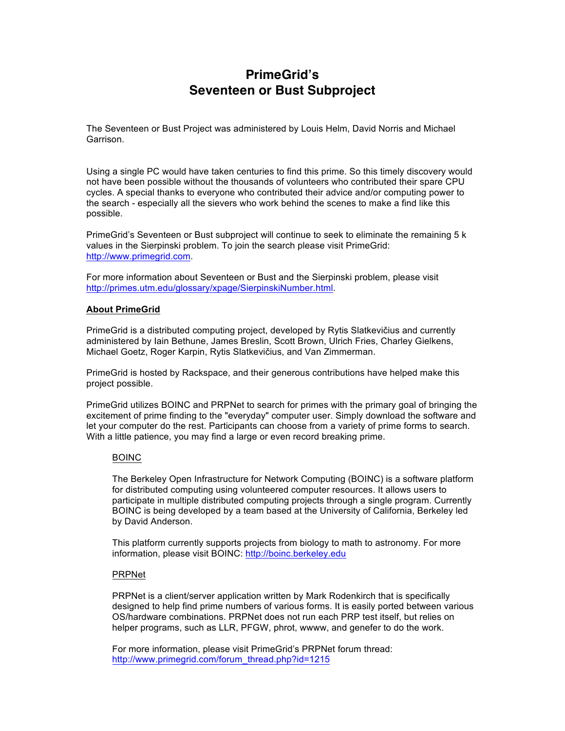# PrimeGrid's
# Seventeen or Bust Subproject

The Seventeen or Bust Project was administered by Louis Helm, David Norris and Michael Garrison.

Using a single PC would have taken centuries to find this prime. So this timely discovery would not have been possible without the thousands of volunteers who contributed their spare CPU cycles. A special thanks to everyone who contributed their advice and/or computing power to the search - especially all the sievers who work behind the scenes to make a find like this possible.

PrimeGrid's Seventeen or Bust subproject will continue to seek to eliminate the remaining 5 k values in the Sierpinski problem. To join the search please visit PrimeGrid: http://www.primegrid.com.

For more information about Seventeen or Bust and the Sierpinski problem, please visit http://primes.utm.edu/glossary/xpage/SierpinskiNumber.html.

## About PrimeGrid

PrimeGrid is a distributed computing project, developed by Rytis Slatkevičius and currently administered by Iain Bethune, James Breslin, Scott Brown, Ulrich Fries, Charley Gielkens, Michael Goetz, Roger Karpin, Rytis Slatkevičius, and Van Zimmerman.

PrimeGrid is hosted by Rackspace, and their generous contributions have helped make this project possible.

PrimeGrid utilizes BOINC and PRPNet to search for primes with the primary goal of bringing the excitement of prime finding to the "everyday" computer user. Simply download the software and let your computer do the rest. Participants can choose from a variety of prime forms to search. With a little patience, you may find a large or even record breaking prime.

### BOINC

The Berkeley Open Infrastructure for Network Computing (BOINC) is a software platform for distributed computing using volunteered computer resources. It allows users to participate in multiple distributed computing projects through a single program. Currently BOINC is being developed by a team based at the University of California, Berkeley led by David Anderson.

This platform currently supports projects from biology to math to astronomy. For more information, please visit BOINC: http://boinc.berkeley.edu

### PRPNet

PRPNet is a client/server application written by Mark Rodenkirch that is specifically designed to help find prime numbers of various forms. It is easily ported between various OS/hardware combinations. PRPNet does not run each PRP test itself, but relies on helper programs, such as LLR, PFGW, phrot, wwww, and genefer to do the work.

For more information, please visit PrimeGrid's PRPNet forum thread: http://www.primegrid.com/forum_thread.php?id=1215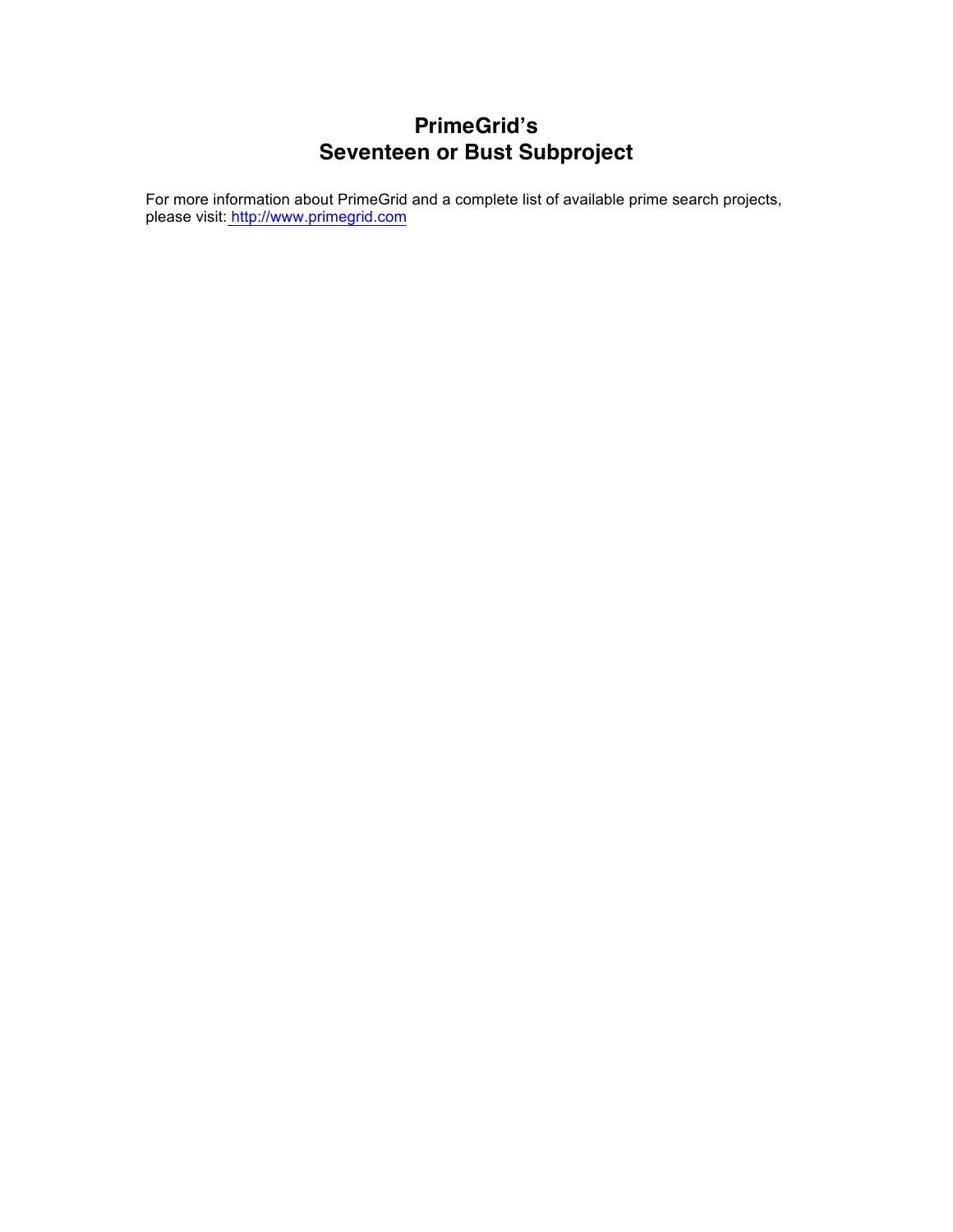# PrimeGrid's
# Seventeen or Bust Subproject

For more information about PrimeGrid and a complete list of available prime search projects, please visit: [http://www.primegrid.com](http://www.primegrid.com)